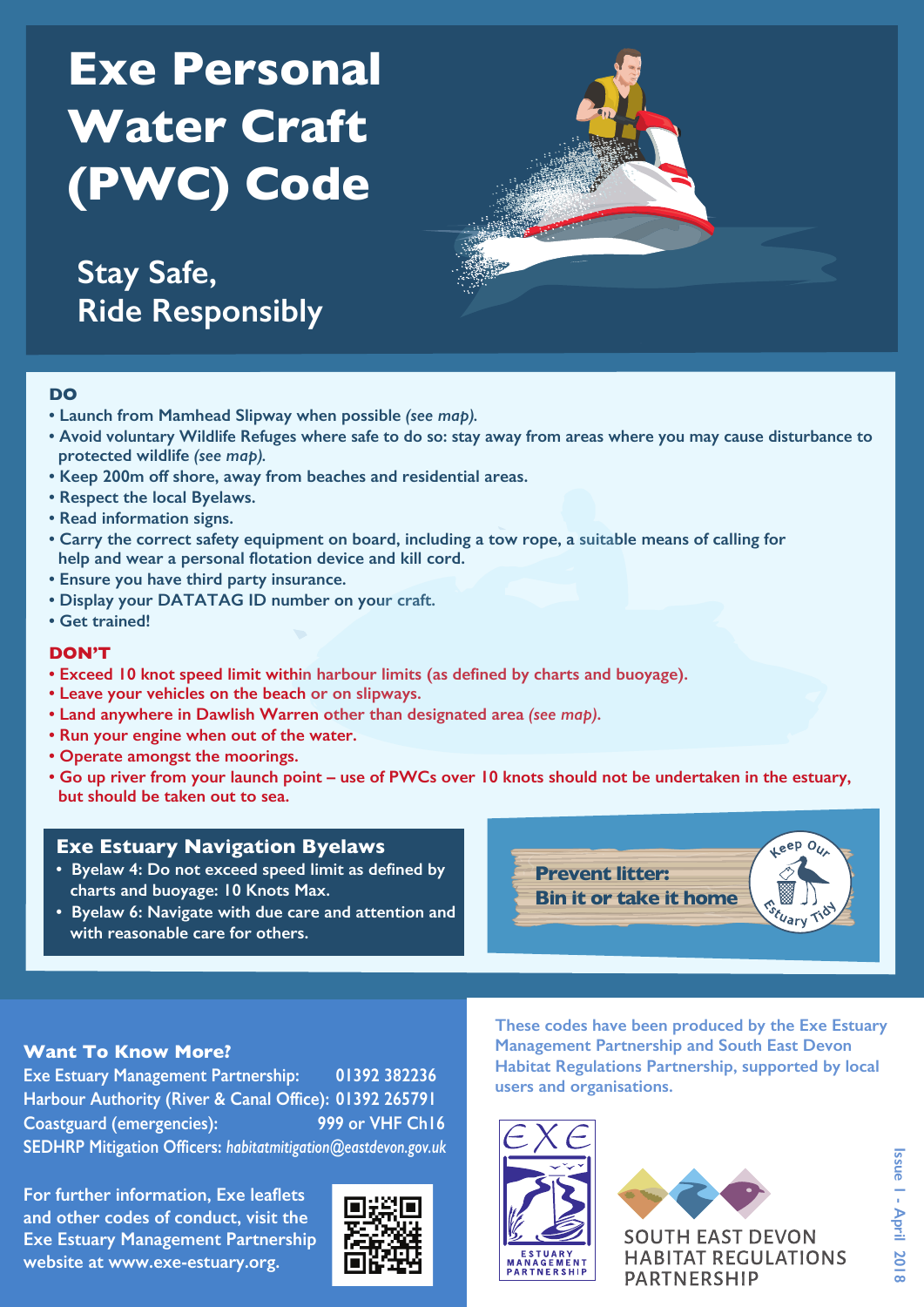# Exe Personal Water Craft (PWC) Code

## Stay Safe, Ride Responsibly

### DO

- Launch from Mamhead Slipway when possible *(see map).*
- Avoid voluntary Wildlife Refuges where safe to do so: stay away from areas where you may cause disturbance to protected wildlife *(see map).*
- Keep 200m off shore, away from beaches and residential areas.
- Respect the local Byelaws.
- Read information signs.
- Carry the correct safety equipment on board, including a tow rope, a suitable means of calling for help and wear a personal flotation device and kill cord.
- Ensure you have third party insurance.
- Display your DATATAG ID number on your craft.
- Get trained!

### DON'T

- Exceed 10 knot speed limit within harbour limits (as defined by charts and buoyage).
- Leave your vehicles on the beach or on slipways.
- Land anywhere in Dawlish Warren other than designated area *(see map).*
- Run your engine when out of the water.
- Operate amongst the moorings.
- Go up river from your launch point – use of PWCs over 10 knots should not be undertaken in the estuary, but should be taken out to sea.

### Exe Estuary Navigation Byelaws

- Byelaw 4: Do not exceed speed limit as defined by charts and buoyage: 10 Knots Max.
- Byelaw 6: Navigate with due care and attention and with reasonable care for others.

**Prevent litter: Bin it or take it home**

Keep Our Estuary Tidy

### Want To Know More?

Exe Estuary Management Partnership: 01392 382236
Harbour Authority (River & Canal Office): 01392 265791
Coastguard (emergencies): 999 or VHF Ch16
SEDHRP Mitigation Officers: *habitatmitigation@eastdevon.gov.uk*

For further information, Exe leaflets and other codes of conduct, visit the Exe Estuary Management Partnership website at www.exe-estuary.org.

These codes have been produced by the Exe Estuary Management Partnership and South East Devon Habitat Regulations Partnership, supported by local users and organisations.

EXE ESTUARY MANAGEMENT PARTNERSHIP

SOUTH EAST DEVON HABITAT REGULATIONS PARTNERSHIP

Issue 1 - April 2018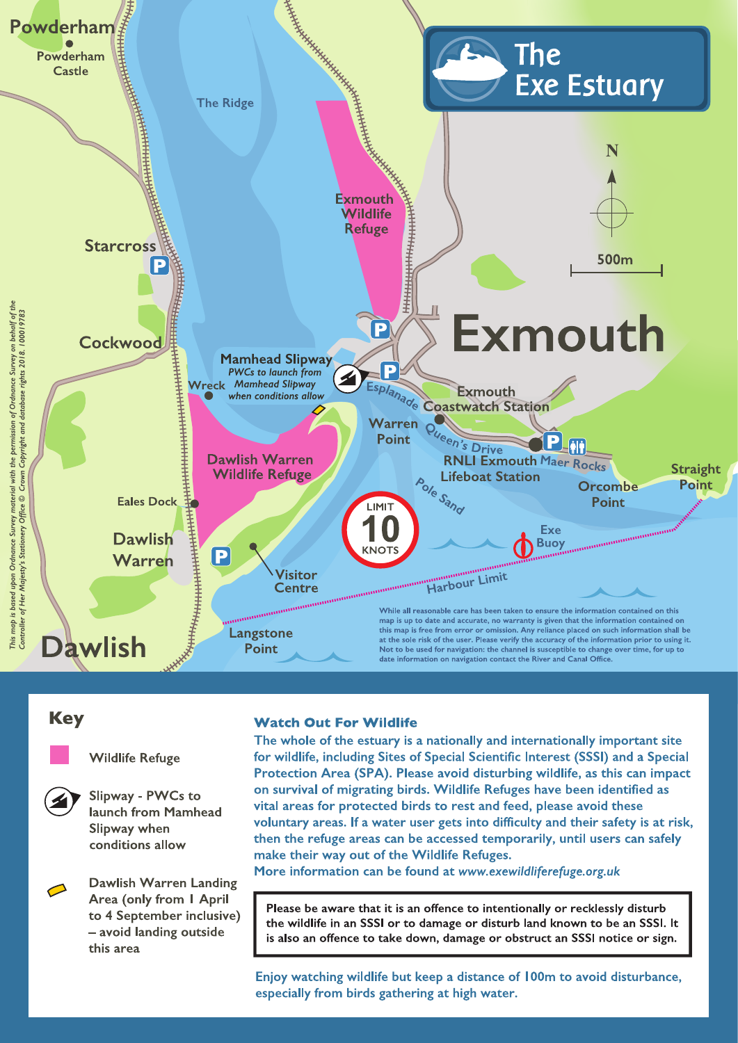# The Exe Estuary

Powderham

Powderham Castle

The Ridge

Exmouth Wildlife Refuge

N

500m

Starcross

Cockwood

Exmouth

Mamhead Slipway
*PWCs to launch from Mamhead Slipway when conditions allow*

Wreck

Esplanade

Exmouth Coastwatch Station

Warren Point

Queen's Drive

RNLI Exmouth Lifeboat Station

Maer Rocks

Straight Point

Orcombe Point

Dawlish Warren Wildlife Refuge

Pole Sand

Eales Dock

Dawlish Warren

LIMIT 10 KNOTS

Exe Buoy

Visitor Centre

Harbour Limit

Langstone Point

Dawlish

*This map is based upon Ordnance Survey material with the permission of Ordnance Survey on behalf of the Controller of Her Majesty's Stationery Office © Crown Copyright and database rights 2018. 100019783*

While all reasonable care has been taken to ensure the information contained on this map is up to date and accurate, no warranty is given that the information contained on this map is free from error or omission. Any reliance placed on such information shall be at the sole risk of the user. Please verify the accuracy of the information prior to using it. Not to be used for navigation: the channel is susceptible to change over time, for up to date information on navigation contact the River and Canal Office.

## Key

- Wildlife Refuge
- Slipway - PWCs to launch from Mamhead Slipway when conditions allow
- Dawlish Warren Landing Area (only from 1 April to 4 September inclusive) – avoid landing outside this area

## Watch Out For Wildlife

The whole of the estuary is a nationally and internationally important site for wildlife, including Sites of Special Scientific Interest (SSSI) and a Special Protection Area (SPA). Please avoid disturbing wildlife, as this can impact on survival of migrating birds. Wildlife Refuges have been identified as vital areas for protected birds to rest and feed, please avoid these voluntary areas. If a water user gets into difficulty and their safety is at risk, then the refuge areas can be accessed temporarily, until users can safely make their way out of the Wildlife Refuges.

More information can be found at *www.exewildliferefuge.org.uk*

Please be aware that it is an offence to intentionally or recklessly disturb the wildlife in an SSSI or to damage or disturb land known to be an SSSI. It is also an offence to take down, damage or obstruct an SSSI notice or sign.

Enjoy watching wildlife but keep a distance of 100m to avoid disturbance, especially from birds gathering at high water.